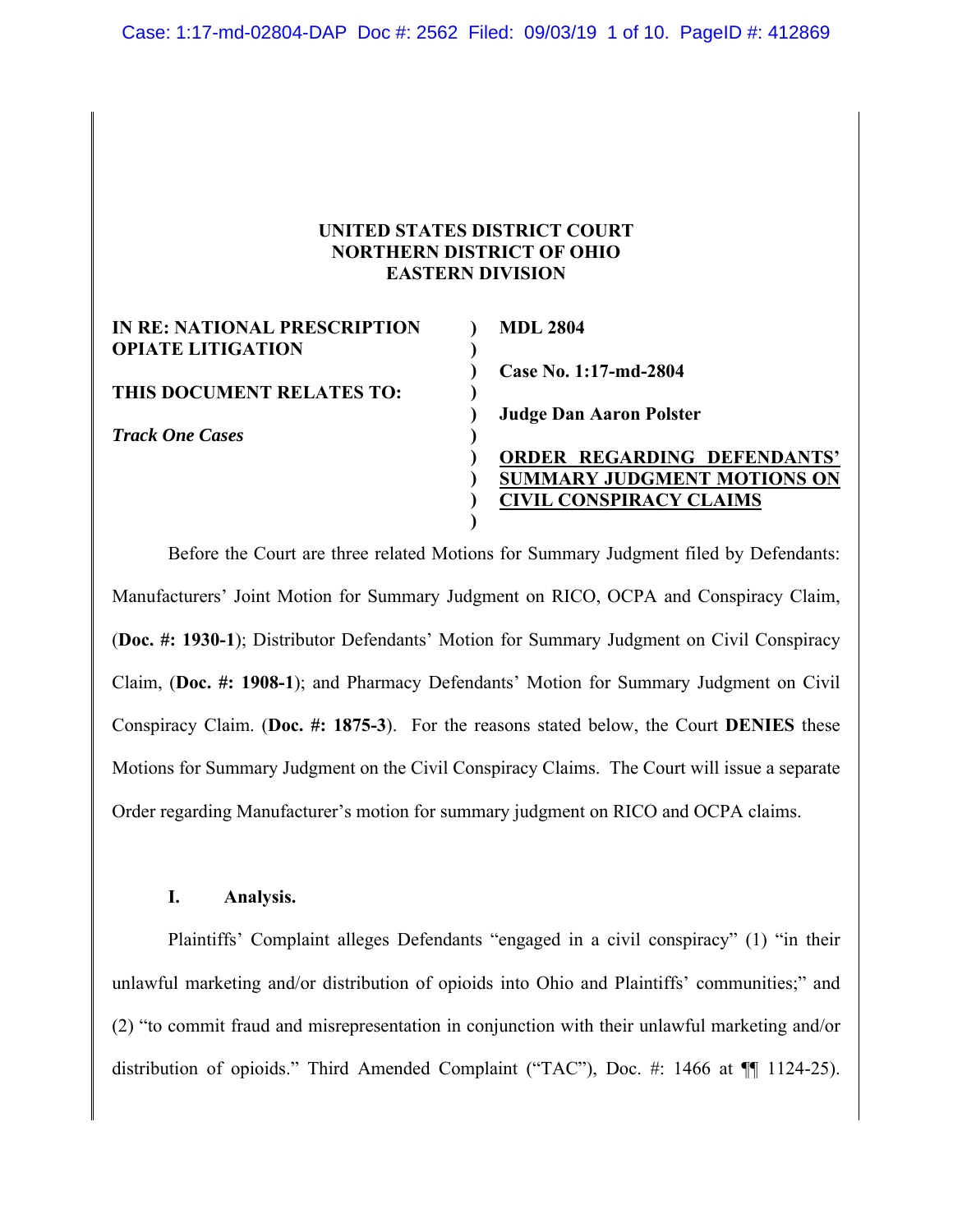**UNITED STATES DISTRICT COURT**
**NORTHERN DISTRICT OF OHIO**
**EASTERN DIVISION**

| | | |
|---|---|---|
| **IN RE: NATIONAL PRESCRIPTION OPIATE LITIGATION** | ) | **MDL 2804** |
| | ) | **Case No. 1:17-md-2804** |
| **THIS DOCUMENT RELATES TO:** | ) | **Judge Dan Aaron Polster** |
| ***Track One Cases*** | ) | **ORDER REGARDING DEFENDANTS' SUMMARY JUDGMENT MOTIONS ON CIVIL CONSPIRACY CLAIMS** |

Before the Court are three related Motions for Summary Judgment filed by Defendants: Manufacturers' Joint Motion for Summary Judgment on RICO, OCPA and Conspiracy Claim, (**Doc. #: 1930-1**); Distributor Defendants' Motion for Summary Judgment on Civil Conspiracy Claim, (**Doc. #: 1908-1**); and Pharmacy Defendants' Motion for Summary Judgment on Civil Conspiracy Claim. (**Doc. #: 1875-3**). For the reasons stated below, the Court **DENIES** these Motions for Summary Judgment on the Civil Conspiracy Claims. The Court will issue a separate Order regarding Manufacturer's motion for summary judgment on RICO and OCPA claims.

## I. Analysis.

Plaintiffs' Complaint alleges Defendants "engaged in a civil conspiracy" (1) "in their unlawful marketing and/or distribution of opioids into Ohio and Plaintiffs' communities;" and (2) "to commit fraud and misrepresentation in conjunction with their unlawful marketing and/or distribution of opioids." Third Amended Complaint ("TAC"), Doc. #: 1466 at ¶¶ 1124-25).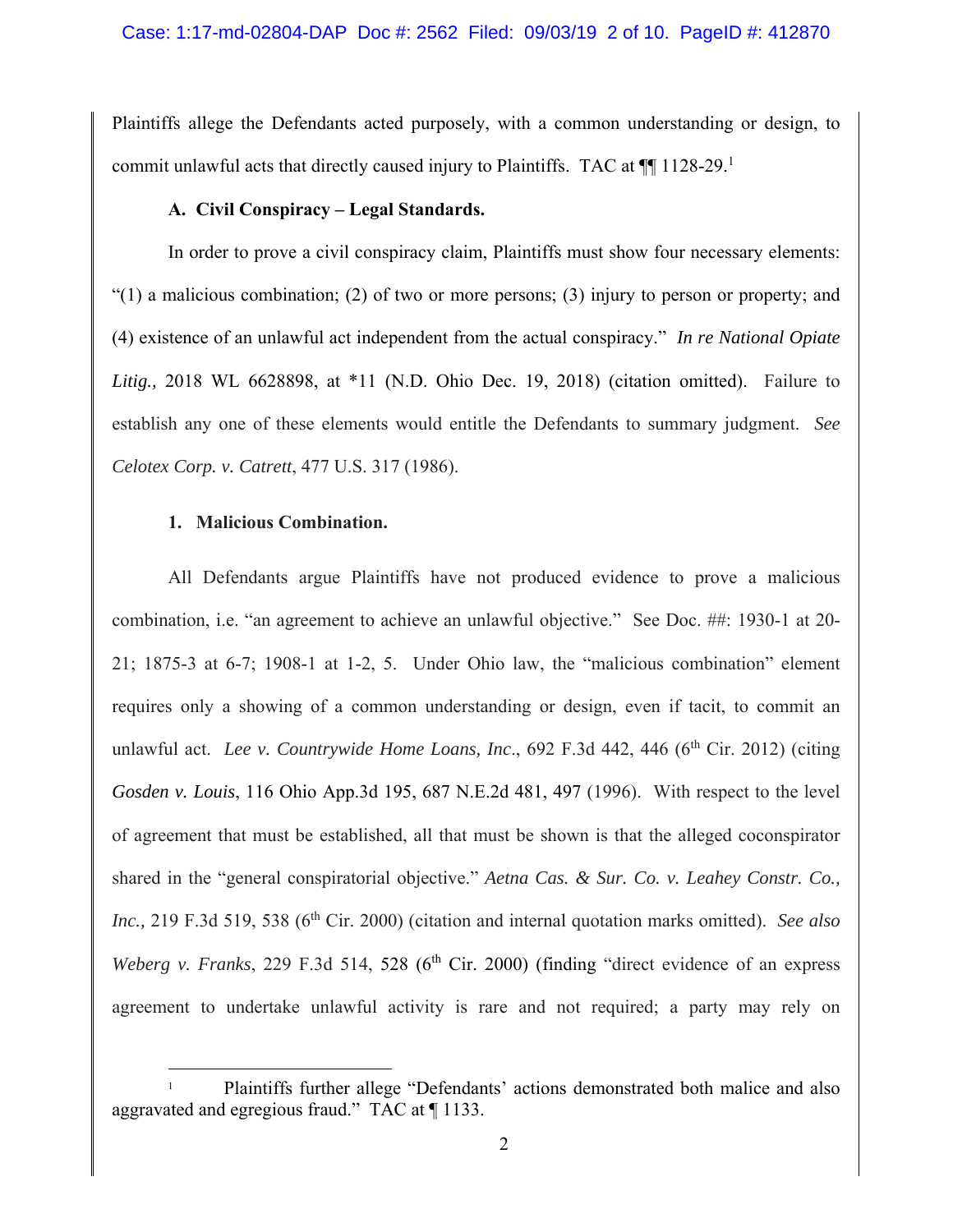Plaintiffs allege the Defendants acted purposely, with a common understanding or design, to commit unlawful acts that directly caused injury to Plaintiffs. TAC at ¶¶ 1128-29.[1]

### A. Civil Conspiracy – Legal Standards.

In order to prove a civil conspiracy claim, Plaintiffs must show four necessary elements: "(1) a malicious combination; (2) of two or more persons; (3) injury to person or property; and (4) existence of an unlawful act independent from the actual conspiracy." *In re National Opiate Litig.,* 2018 WL 6628898, at *11 (N.D. Ohio Dec. 19, 2018) (citation omitted). Failure to establish any one of these elements would entitle the Defendants to summary judgment. *See Celotex Corp. v. Catrett*, 477 U.S. 317 (1986).

#### 1. Malicious Combination.

All Defendants argue Plaintiffs have not produced evidence to prove a malicious combination, i.e. "an agreement to achieve an unlawful objective." See Doc. ##: 1930-1 at 20-21; 1875-3 at 6-7; 1908-1 at 1-2, 5. Under Ohio law, the "malicious combination" element requires only a showing of a common understanding or design, even if tacit, to commit an unlawful act. *Lee v. Countrywide Home Loans, Inc*., 692 F.3d 442, 446 (6th Cir. 2012) (citing *Gosden v. Louis*, 116 Ohio App.3d 195, 687 N.E.2d 481, 497 (1996). With respect to the level of agreement that must be established, all that must be shown is that the alleged coconspirator shared in the "general conspiratorial objective." *Aetna Cas. & Sur. Co. v. Leahey Constr. Co., Inc.,* 219 F.3d 519, 538 (6th Cir. 2000) (citation and internal quotation marks omitted). *See also Weberg v. Franks*, 229 F.3d 514, 528 (6th Cir. 2000) (finding "direct evidence of an express agreement to undertake unlawful activity is rare and not required; a party may rely on

---

[1] Plaintiffs further allege "Defendants' actions demonstrated both malice and also aggravated and egregious fraud." TAC at ¶ 1133.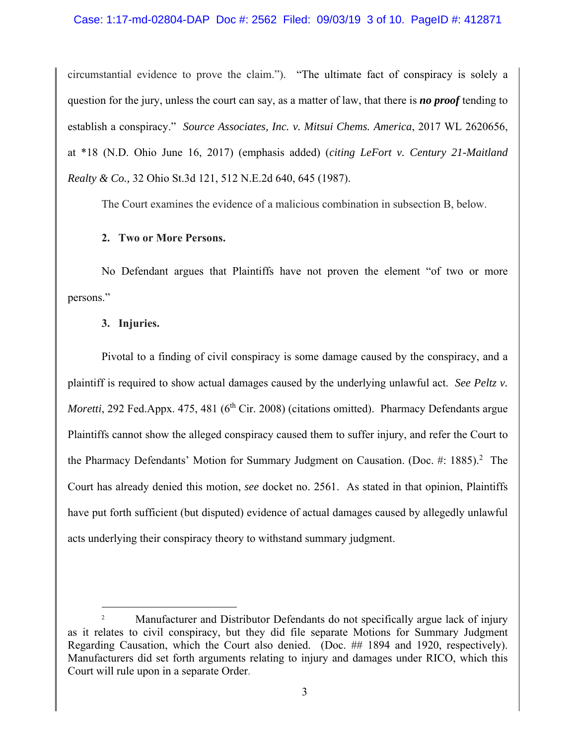circumstantial evidence to prove the claim."). "The ultimate fact of conspiracy is solely a question for the jury, unless the court can say, as a matter of law, that there is ***no proof*** tending to establish a conspiracy." *Source Associates, Inc. v. Mitsui Chems. America*, 2017 WL 2620656, at *18 (N.D. Ohio June 16, 2017) (emphasis added) (*citing LeFort v. Century 21-Maitland Realty & Co.,* 32 Ohio St.3d 121, 512 N.E.2d 640, 645 (1987).

The Court examines the evidence of a malicious combination in subsection B, below.

**2. Two or More Persons.**

No Defendant argues that Plaintiffs have not proven the element "of two or more persons."

**3. Injuries.**

Pivotal to a finding of civil conspiracy is some damage caused by the conspiracy, and a plaintiff is required to show actual damages caused by the underlying unlawful act. *See Peltz v. Moretti*, 292 Fed.Appx. 475, 481 (6th Cir. 2008) (citations omitted). Pharmacy Defendants argue Plaintiffs cannot show the alleged conspiracy caused them to suffer injury, and refer the Court to the Pharmacy Defendants' Motion for Summary Judgment on Causation. (Doc. #: 1885).[2] The Court has already denied this motion, *see* docket no. 2561. As stated in that opinion, Plaintiffs have put forth sufficient (but disputed) evidence of actual damages caused by allegedly unlawful acts underlying their conspiracy theory to withstand summary judgment.

---

[2] Manufacturer and Distributor Defendants do not specifically argue lack of injury as it relates to civil conspiracy, but they did file separate Motions for Summary Judgment Regarding Causation, which the Court also denied. (Doc. ## 1894 and 1920, respectively). Manufacturers did set forth arguments relating to injury and damages under RICO, which this Court will rule upon in a separate Order.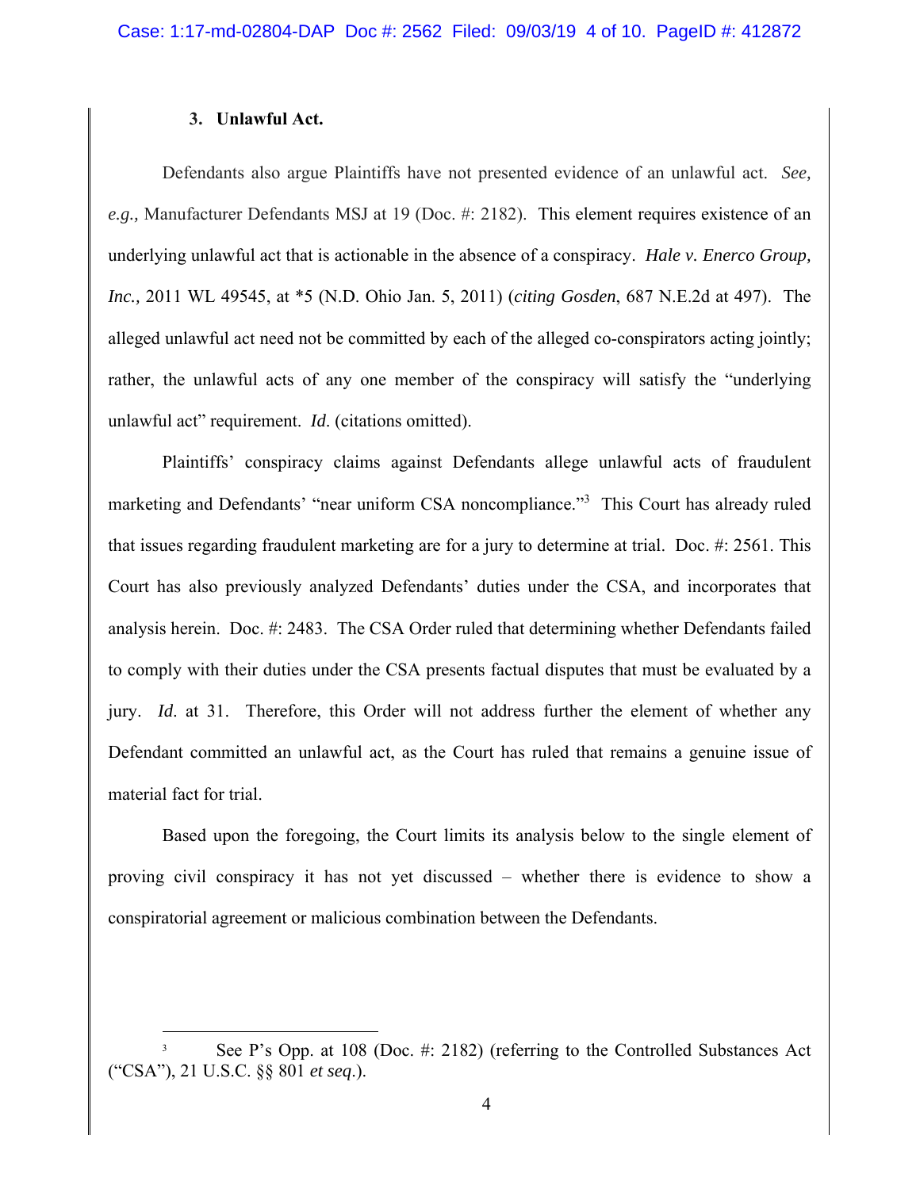### 3. Unlawful Act.

Defendants also argue Plaintiffs have not presented evidence of an unlawful act. *See, e.g.,* Manufacturer Defendants MSJ at 19 (Doc. #: 2182). This element requires existence of an underlying unlawful act that is actionable in the absence of a conspiracy. *Hale v. Enerco Group, Inc.,* 2011 WL 49545, at *5 (N.D. Ohio Jan. 5, 2011) (*citing Gosden*, 687 N.E.2d at 497). The alleged unlawful act need not be committed by each of the alleged co-conspirators acting jointly; rather, the unlawful acts of any one member of the conspiracy will satisfy the "underlying unlawful act" requirement. *Id*. (citations omitted).

Plaintiffs' conspiracy claims against Defendants allege unlawful acts of fraudulent marketing and Defendants' "near uniform CSA noncompliance."[3] This Court has already ruled that issues regarding fraudulent marketing are for a jury to determine at trial. Doc. #: 2561. This Court has also previously analyzed Defendants' duties under the CSA, and incorporates that analysis herein. Doc. #: 2483. The CSA Order ruled that determining whether Defendants failed to comply with their duties under the CSA presents factual disputes that must be evaluated by a jury. *Id*. at 31. Therefore, this Order will not address further the element of whether any Defendant committed an unlawful act, as the Court has ruled that remains a genuine issue of material fact for trial.

Based upon the foregoing, the Court limits its analysis below to the single element of proving civil conspiracy it has not yet discussed – whether there is evidence to show a conspiratorial agreement or malicious combination between the Defendants.

---

[3] See P's Opp. at 108 (Doc. #: 2182) (referring to the Controlled Substances Act ("CSA"), 21 U.S.C. §§ 801 *et seq*.).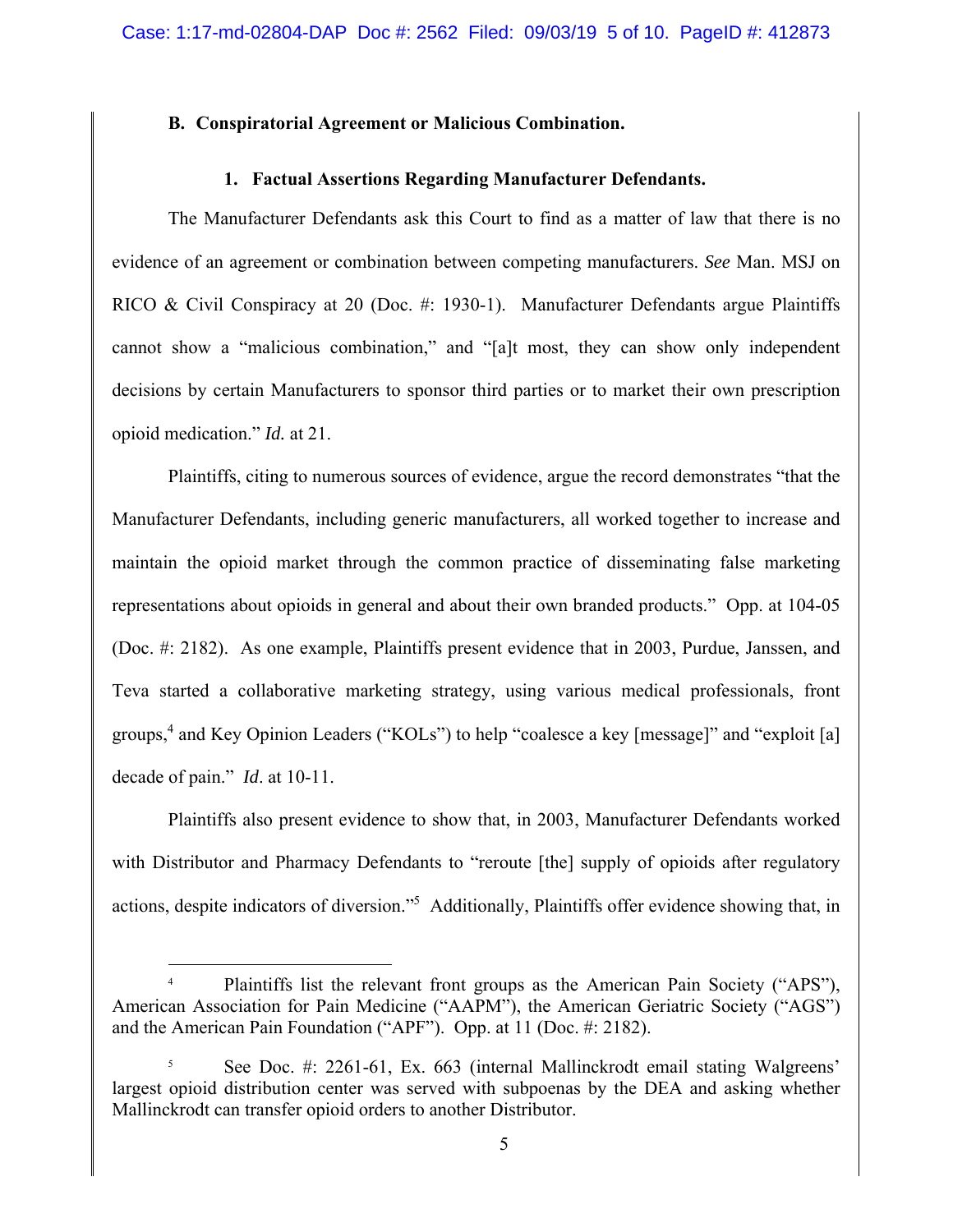### B. Conspiratorial Agreement or Malicious Combination.

#### 1. Factual Assertions Regarding Manufacturer Defendants.

The Manufacturer Defendants ask this Court to find as a matter of law that there is no evidence of an agreement or combination between competing manufacturers. *See* Man. MSJ on RICO & Civil Conspiracy at 20 (Doc. #: 1930-1). Manufacturer Defendants argue Plaintiffs cannot show a "malicious combination," and "[a]t most, they can show only independent decisions by certain Manufacturers to sponsor third parties or to market their own prescription opioid medication." *Id.* at 21.

Plaintiffs, citing to numerous sources of evidence, argue the record demonstrates "that the Manufacturer Defendants, including generic manufacturers, all worked together to increase and maintain the opioid market through the common practice of disseminating false marketing representations about opioids in general and about their own branded products." Opp. at 104-05 (Doc. #: 2182). As one example, Plaintiffs present evidence that in 2003, Purdue, Janssen, and Teva started a collaborative marketing strategy, using various medical professionals, front groups,[4] and Key Opinion Leaders ("KOLs") to help "coalesce a key [message]" and "exploit [a] decade of pain." *Id*. at 10-11.

Plaintiffs also present evidence to show that, in 2003, Manufacturer Defendants worked with Distributor and Pharmacy Defendants to "reroute [the] supply of opioids after regulatory actions, despite indicators of diversion."[5] Additionally, Plaintiffs offer evidence showing that, in

---

[4] Plaintiffs list the relevant front groups as the American Pain Society ("APS"), American Association for Pain Medicine ("AAPM"), the American Geriatric Society ("AGS") and the American Pain Foundation ("APF"). Opp. at 11 (Doc. #: 2182).

[5] See Doc. #: 2261-61, Ex. 663 (internal Mallinckrodt email stating Walgreens' largest opioid distribution center was served with subpoenas by the DEA and asking whether Mallinckrodt can transfer opioid orders to another Distributor.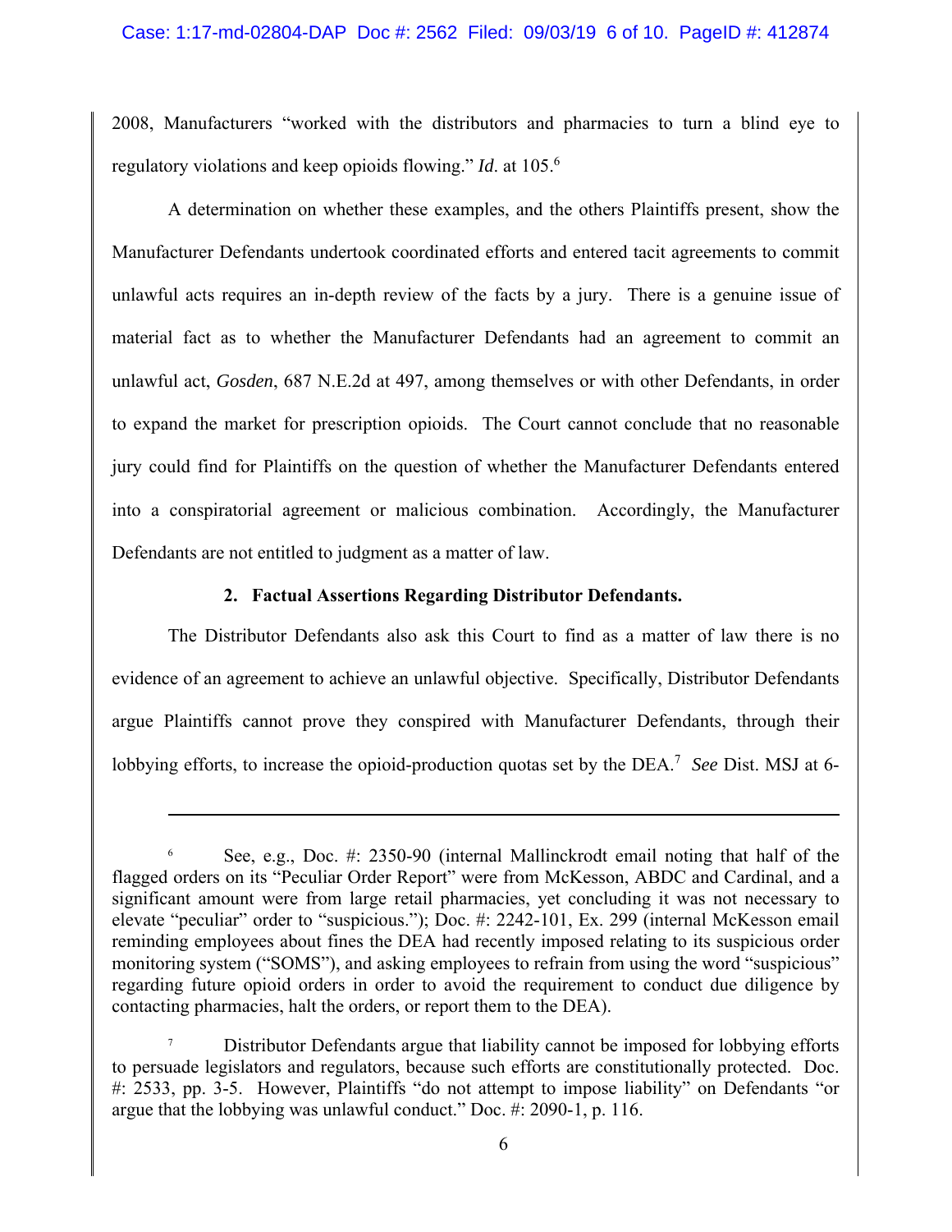2008, Manufacturers "worked with the distributors and pharmacies to turn a blind eye to regulatory violations and keep opioids flowing." *Id*. at 105.[6]

A determination on whether these examples, and the others Plaintiffs present, show the Manufacturer Defendants undertook coordinated efforts and entered tacit agreements to commit unlawful acts requires an in-depth review of the facts by a jury. There is a genuine issue of material fact as to whether the Manufacturer Defendants had an agreement to commit an unlawful act, *Gosden*, 687 N.E.2d at 497, among themselves or with other Defendants, in order to expand the market for prescription opioids. The Court cannot conclude that no reasonable jury could find for Plaintiffs on the question of whether the Manufacturer Defendants entered into a conspiratorial agreement or malicious combination. Accordingly, the Manufacturer Defendants are not entitled to judgment as a matter of law.

**2. Factual Assertions Regarding Distributor Defendants.**

The Distributor Defendants also ask this Court to find as a matter of law there is no evidence of an agreement to achieve an unlawful objective. Specifically, Distributor Defendants argue Plaintiffs cannot prove they conspired with Manufacturer Defendants, through their lobbying efforts, to increase the opioid-production quotas set by the DEA.[7] *See* Dist. MSJ at 6-

---

[6] See, e.g., Doc. #: 2350-90 (internal Mallinckrodt email noting that half of the flagged orders on its "Peculiar Order Report" were from McKesson, ABDC and Cardinal, and a significant amount were from large retail pharmacies, yet concluding it was not necessary to elevate "peculiar" order to "suspicious."); Doc. #: 2242-101, Ex. 299 (internal McKesson email reminding employees about fines the DEA had recently imposed relating to its suspicious order monitoring system ("SOMS"), and asking employees to refrain from using the word "suspicious" regarding future opioid orders in order to avoid the requirement to conduct due diligence by contacting pharmacies, halt the orders, or report them to the DEA).

[7] Distributor Defendants argue that liability cannot be imposed for lobbying efforts to persuade legislators and regulators, because such efforts are constitutionally protected. Doc. #: 2533, pp. 3-5. However, Plaintiffs "do not attempt to impose liability" on Defendants "or argue that the lobbying was unlawful conduct." Doc. #: 2090-1, p. 116.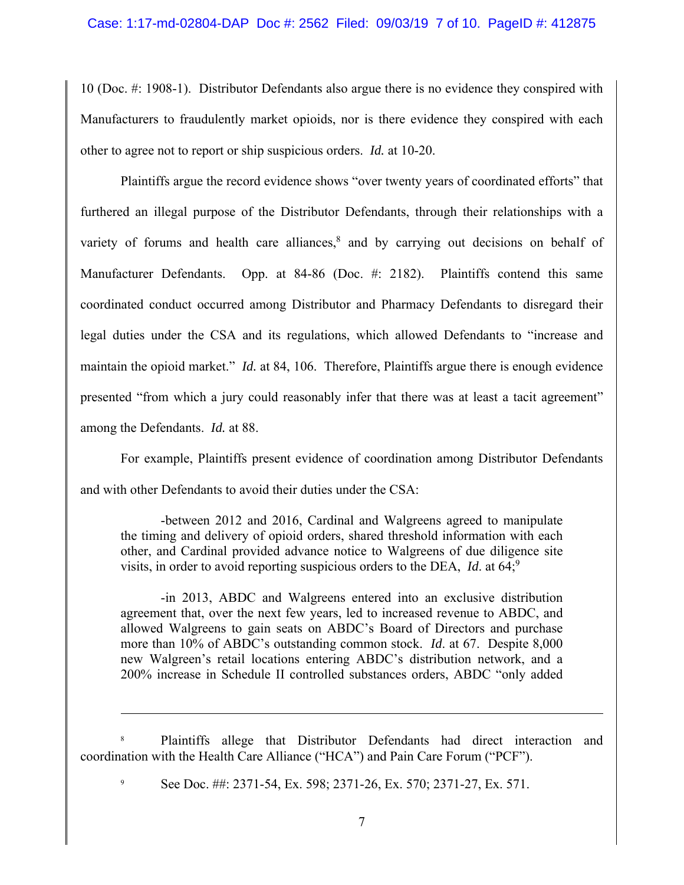10 (Doc. #: 1908-1). Distributor Defendants also argue there is no evidence they conspired with Manufacturers to fraudulently market opioids, nor is there evidence they conspired with each other to agree not to report or ship suspicious orders. *Id.* at 10-20.

Plaintiffs argue the record evidence shows "over twenty years of coordinated efforts" that furthered an illegal purpose of the Distributor Defendants, through their relationships with a variety of forums and health care alliances,[8] and by carrying out decisions on behalf of Manufacturer Defendants. Opp. at 84-86 (Doc. #: 2182). Plaintiffs contend this same coordinated conduct occurred among Distributor and Pharmacy Defendants to disregard their legal duties under the CSA and its regulations, which allowed Defendants to "increase and maintain the opioid market." *Id.* at 84, 106. Therefore, Plaintiffs argue there is enough evidence presented "from which a jury could reasonably infer that there was at least a tacit agreement" among the Defendants. *Id.* at 88.

For example, Plaintiffs present evidence of coordination among Distributor Defendants and with other Defendants to avoid their duties under the CSA:

> -between 2012 and 2016, Cardinal and Walgreens agreed to manipulate the timing and delivery of opioid orders, shared threshold information with each other, and Cardinal provided advance notice to Walgreens of due diligence site visits, in order to avoid reporting suspicious orders to the DEA, *Id.* at 64;[9]
>
> -in 2013, ABDC and Walgreens entered into an exclusive distribution agreement that, over the next few years, led to increased revenue to ABDC, and allowed Walgreens to gain seats on ABDC's Board of Directors and purchase more than 10% of ABDC's outstanding common stock. *Id.* at 67. Despite 8,000 new Walgreen's retail locations entering ABDC's distribution network, and a 200% increase in Schedule II controlled substances orders, ABDC "only added

---

[8] Plaintiffs allege that Distributor Defendants had direct interaction and coordination with the Health Care Alliance ("HCA") and Pain Care Forum ("PCF").

[9] See Doc. ##: 2371-54, Ex. 598; 2371-26, Ex. 570; 2371-27, Ex. 571.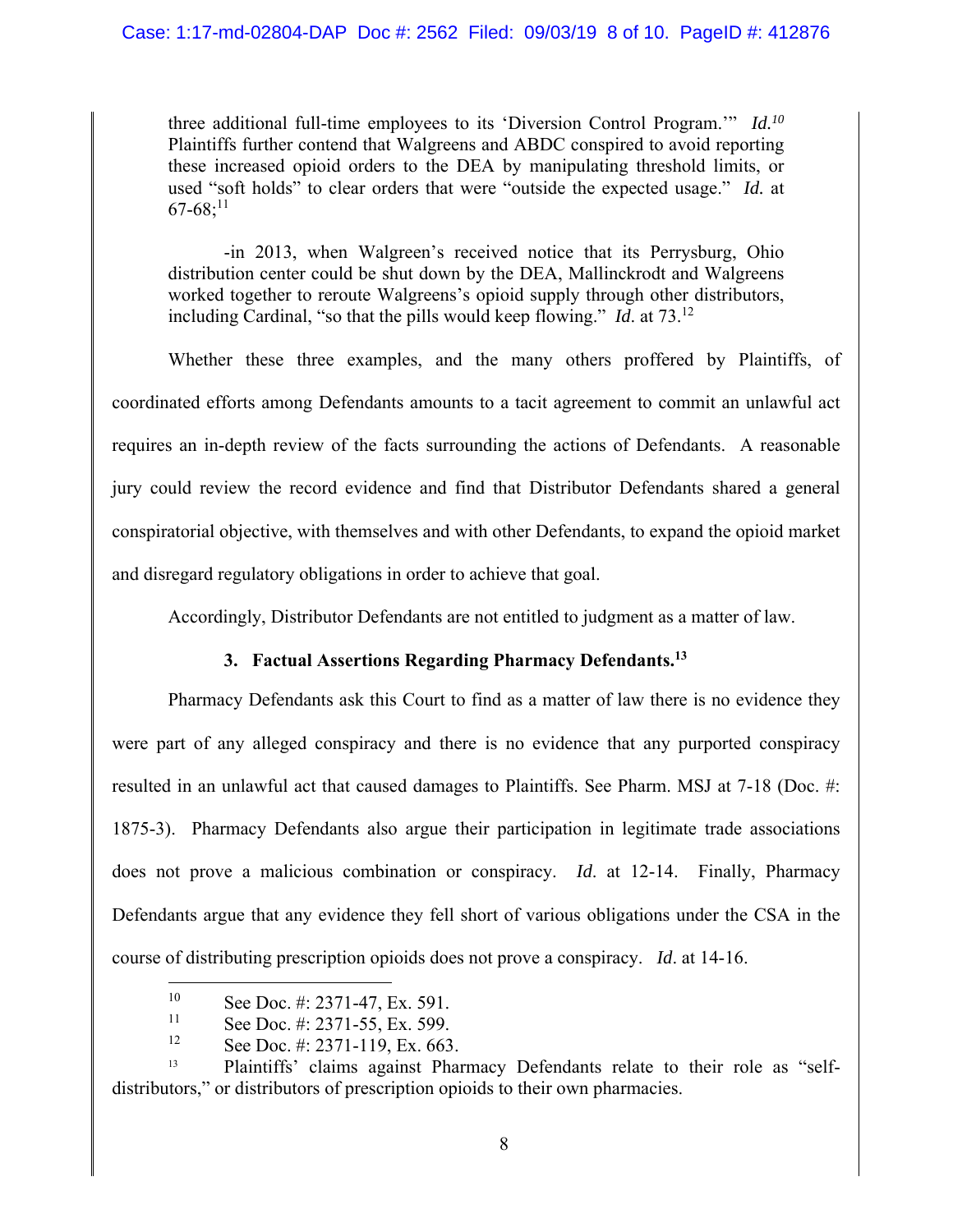three additional full-time employees to its 'Diversion Control Program.'" *Id.*[10] Plaintiffs further contend that Walgreens and ABDC conspired to avoid reporting these increased opioid orders to the DEA by manipulating threshold limits, or used "soft holds" to clear orders that were "outside the expected usage." *Id.* at 67-68;[11]

-in 2013, when Walgreen's received notice that its Perrysburg, Ohio distribution center could be shut down by the DEA, Mallinckrodt and Walgreens worked together to reroute Walgreens's opioid supply through other distributors, including Cardinal, "so that the pills would keep flowing." *Id.* at 73.[12]

Whether these three examples, and the many others proffered by Plaintiffs, of coordinated efforts among Defendants amounts to a tacit agreement to commit an unlawful act requires an in-depth review of the facts surrounding the actions of Defendants. A reasonable jury could review the record evidence and find that Distributor Defendants shared a general conspiratorial objective, with themselves and with other Defendants, to expand the opioid market and disregard regulatory obligations in order to achieve that goal.

Accordingly, Distributor Defendants are not entitled to judgment as a matter of law.

### 3. Factual Assertions Regarding Pharmacy Defendants.[13]

Pharmacy Defendants ask this Court to find as a matter of law there is no evidence they were part of any alleged conspiracy and there is no evidence that any purported conspiracy resulted in an unlawful act that caused damages to Plaintiffs. See Pharm. MSJ at 7-18 (Doc. #: 1875-3). Pharmacy Defendants also argue their participation in legitimate trade associations does not prove a malicious combination or conspiracy. *Id*. at 12-14. Finally, Pharmacy Defendants argue that any evidence they fell short of various obligations under the CSA in the course of distributing prescription opioids does not prove a conspiracy. *Id*. at 14-16.

---

[10] See Doc. #: 2371-47, Ex. 591.

[11] See Doc. #: 2371-55, Ex. 599.

[12] See Doc. #: 2371-119, Ex. 663.

[13] Plaintiffs' claims against Pharmacy Defendants relate to their role as "self-distributors," or distributors of prescription opioids to their own pharmacies.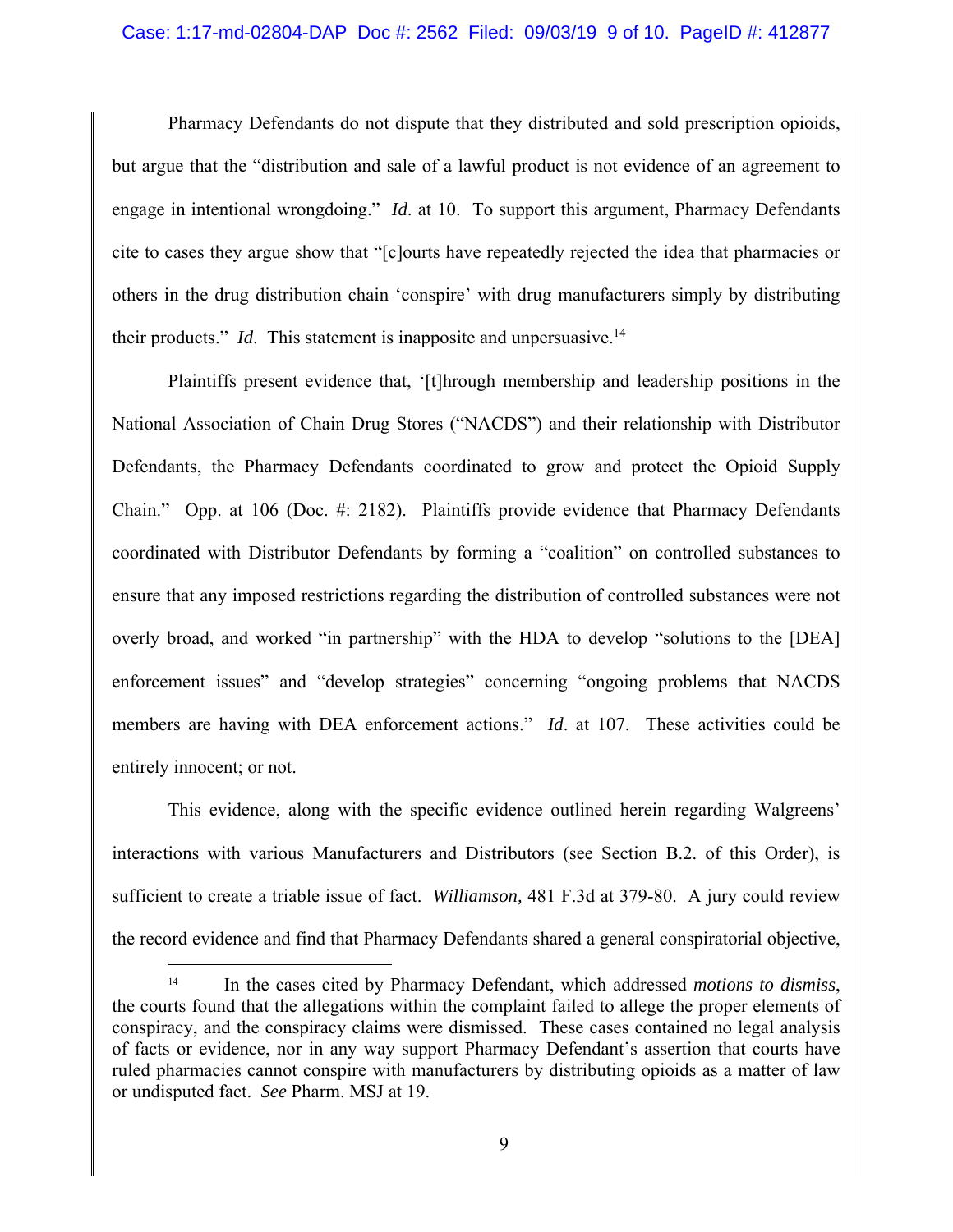Pharmacy Defendants do not dispute that they distributed and sold prescription opioids, but argue that the "distribution and sale of a lawful product is not evidence of an agreement to engage in intentional wrongdoing." *Id*. at 10. To support this argument, Pharmacy Defendants cite to cases they argue show that "[c]ourts have repeatedly rejected the idea that pharmacies or others in the drug distribution chain 'conspire' with drug manufacturers simply by distributing their products." *Id*. This statement is inapposite and unpersuasive.[14]

Plaintiffs present evidence that, '[t]hrough membership and leadership positions in the National Association of Chain Drug Stores ("NACDS") and their relationship with Distributor Defendants, the Pharmacy Defendants coordinated to grow and protect the Opioid Supply Chain." Opp. at 106 (Doc. #: 2182). Plaintiffs provide evidence that Pharmacy Defendants coordinated with Distributor Defendants by forming a "coalition" on controlled substances to ensure that any imposed restrictions regarding the distribution of controlled substances were not overly broad, and worked "in partnership" with the HDA to develop "solutions to the [DEA] enforcement issues" and "develop strategies" concerning "ongoing problems that NACDS members are having with DEA enforcement actions." *Id*. at 107. These activities could be entirely innocent; or not.

This evidence, along with the specific evidence outlined herein regarding Walgreens' interactions with various Manufacturers and Distributors (see Section B.2. of this Order), is sufficient to create a triable issue of fact. *Williamson,* 481 F.3d at 379-80. A jury could review the record evidence and find that Pharmacy Defendants shared a general conspiratorial objective,

[14] In the cases cited by Pharmacy Defendant, which addressed *motions to dismiss*, the courts found that the allegations within the complaint failed to allege the proper elements of conspiracy, and the conspiracy claims were dismissed. These cases contained no legal analysis of facts or evidence, nor in any way support Pharmacy Defendant's assertion that courts have ruled pharmacies cannot conspire with manufacturers by distributing opioids as a matter of law or undisputed fact. *See* Pharm. MSJ at 19.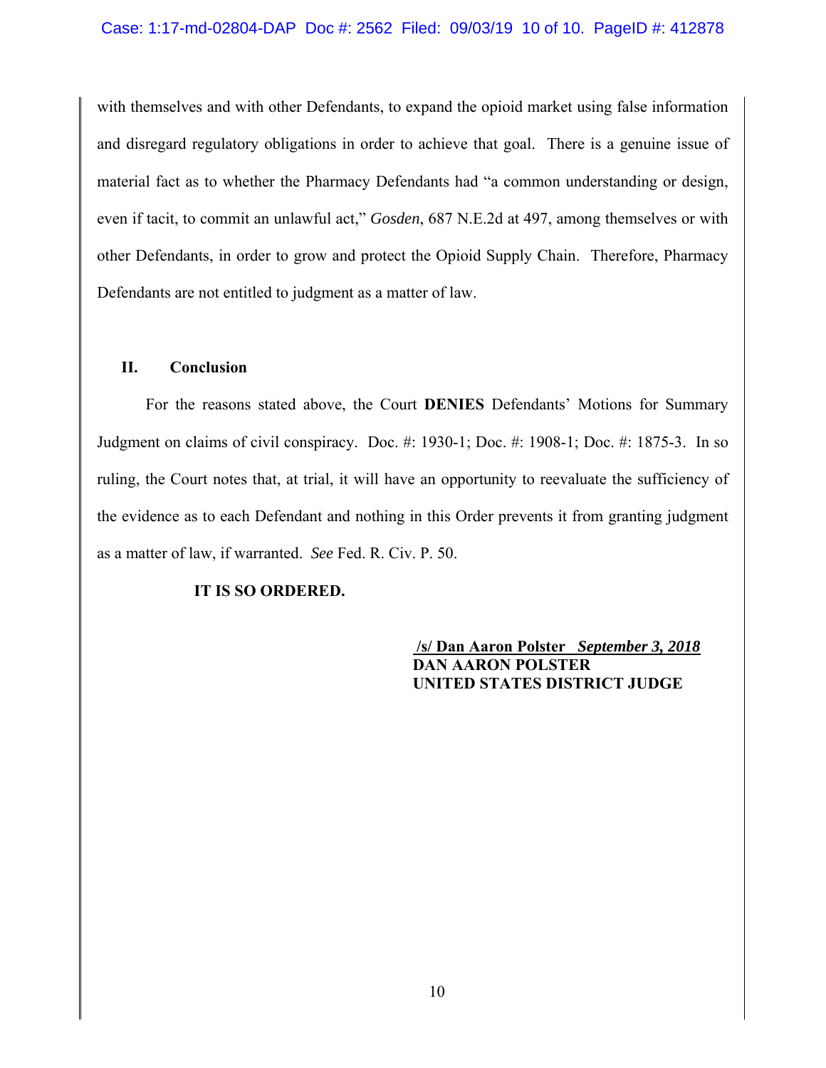with themselves and with other Defendants, to expand the opioid market using false information and disregard regulatory obligations in order to achieve that goal. There is a genuine issue of material fact as to whether the Pharmacy Defendants had "a common understanding or design, even if tacit, to commit an unlawful act," *Gosden*, 687 N.E.2d at 497, among themselves or with other Defendants, in order to grow and protect the Opioid Supply Chain. Therefore, Pharmacy Defendants are not entitled to judgment as a matter of law.

## II. Conclusion

For the reasons stated above, the Court **DENIES** Defendants' Motions for Summary Judgment on claims of civil conspiracy. Doc. #: 1930-1; Doc. #: 1908-1; Doc. #: 1875-3. In so ruling, the Court notes that, at trial, it will have an opportunity to reevaluate the sufficiency of the evidence as to each Defendant and nothing in this Order prevents it from granting judgment as a matter of law, if warranted. *See* Fed. R. Civ. P. 50.

**IT IS SO ORDERED.**

**/s/ Dan Aaron Polster** ***September 3, 2018***
**DAN AARON POLSTER**
**UNITED STATES DISTRICT JUDGE**